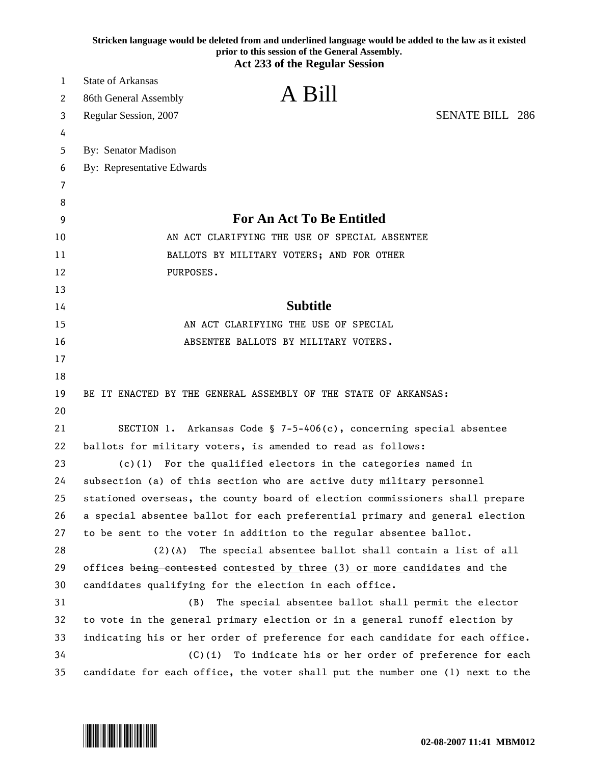Stricken language would be deleted from and underlined language would be added to the law as it existed prior to this session of the General Assembly.

**Act 233 of the Regular Session**

State of Arkansas
86th General Assembly
Regular Session, 2007

# A Bill

SENATE BILL 286

By: Senator Madison
By: Representative Edwards

## For An Act To Be Entitled

AN ACT CLARIFYING THE USE OF SPECIAL ABSENTEE BALLOTS BY MILITARY VOTERS; AND FOR OTHER PURPOSES.

## Subtitle

AN ACT CLARIFYING THE USE OF SPECIAL ABSENTEE BALLOTS BY MILITARY VOTERS.

BE IT ENACTED BY THE GENERAL ASSEMBLY OF THE STATE OF ARKANSAS:

SECTION 1. Arkansas Code § 7-5-406(c), concerning special absentee ballots for military voters, is amended to read as follows:

(c)(1) For the qualified electors in the categories named in subsection (a) of this section who are active duty military personnel stationed overseas, the county board of election commissioners shall prepare a special absentee ballot for each preferential primary and general election to be sent to the voter in addition to the regular absentee ballot.

(2)(A) The special absentee ballot shall contain a list of all offices ~~being contested~~ <u>contested by three (3) or more candidates</u> and the candidates qualifying for the election in each office.

(B) The special absentee ballot shall permit the elector to vote in the general primary election or in a general runoff election by indicating his or her order of preference for each candidate for each office.

(C)(i) To indicate his or her order of preference for each candidate for each office, the voter shall put the number one (1) next to the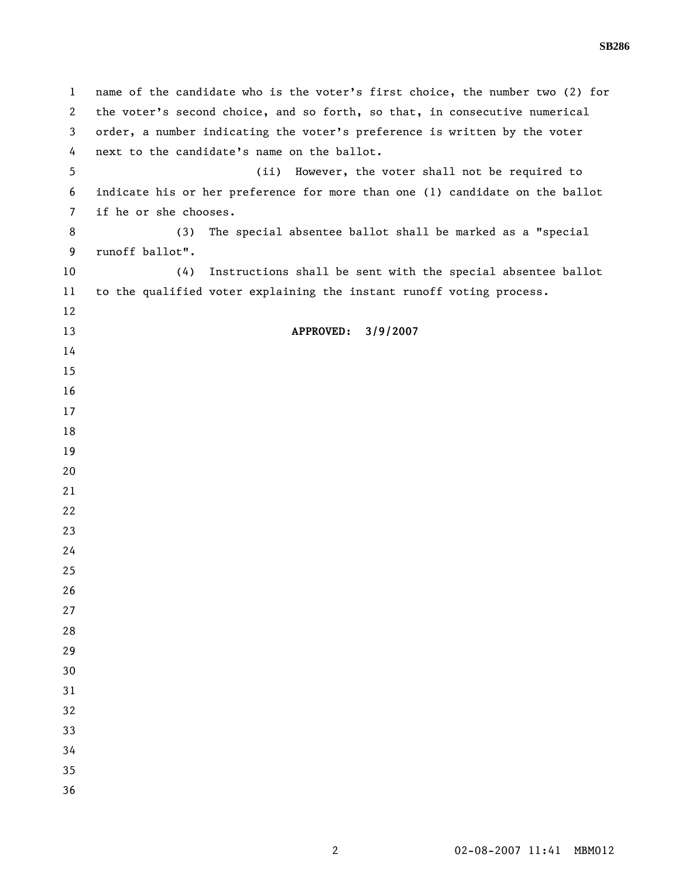name of the candidate who is the voter's first choice, the number two (2) for the voter's second choice, and so forth, so that, in consecutive numerical order, a number indicating the voter's preference is written by the voter next to the candidate's name on the ballot.

(ii) However, the voter shall not be required to indicate his or her preference for more than one (1) candidate on the ballot if he or she chooses.

(3) The special absentee ballot shall be marked as a "special runoff ballot".

(4) Instructions shall be sent with the special absentee ballot to the qualified voter explaining the instant runoff voting process.

**APPROVED: 3/9/2007**